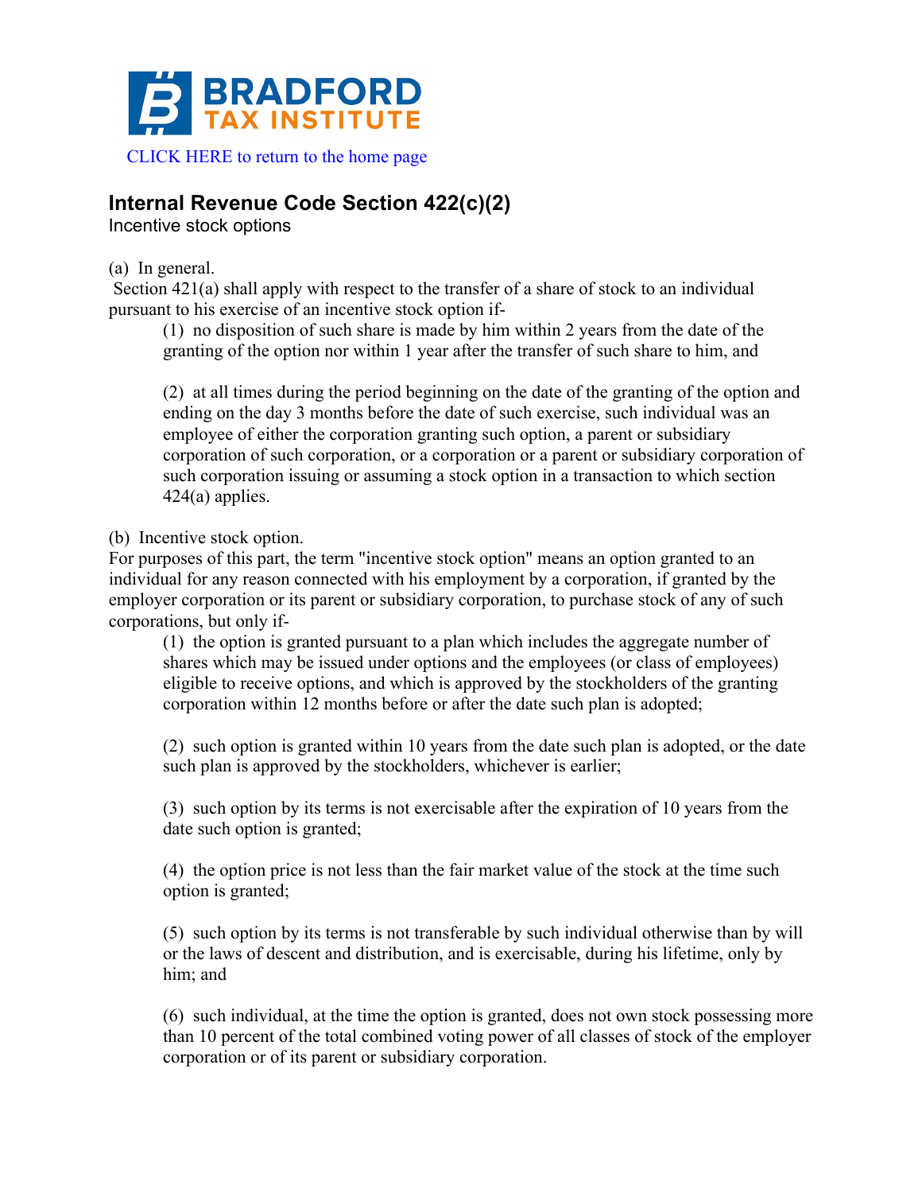BRADFORD
TAX INSTITUTE

CLICK HERE to return to the home page

## Internal Revenue Code Section 422(c)(2)

Incentive stock options

(a) In general.

Section 421(a) shall apply with respect to the transfer of a share of stock to an individual pursuant to his exercise of an incentive stock option if-

> (1) no disposition of such share is made by him within 2 years from the date of the granting of the option nor within 1 year after the transfer of such share to him, and
>
> (2) at all times during the period beginning on the date of the granting of the option and ending on the day 3 months before the date of such exercise, such individual was an employee of either the corporation granting such option, a parent or subsidiary corporation of such corporation, or a corporation or a parent or subsidiary corporation of such corporation issuing or assuming a stock option in a transaction to which section 424(a) applies.

(b) Incentive stock option.

For purposes of this part, the term "incentive stock option" means an option granted to an individual for any reason connected with his employment by a corporation, if granted by the employer corporation or its parent or subsidiary corporation, to purchase stock of any of such corporations, but only if-

> (1) the option is granted pursuant to a plan which includes the aggregate number of shares which may be issued under options and the employees (or class of employees) eligible to receive options, and which is approved by the stockholders of the granting corporation within 12 months before or after the date such plan is adopted;
>
> (2) such option is granted within 10 years from the date such plan is adopted, or the date such plan is approved by the stockholders, whichever is earlier;
>
> (3) such option by its terms is not exercisable after the expiration of 10 years from the date such option is granted;
>
> (4) the option price is not less than the fair market value of the stock at the time such option is granted;
>
> (5) such option by its terms is not transferable by such individual otherwise than by will or the laws of descent and distribution, and is exercisable, during his lifetime, only by him; and
>
> (6) such individual, at the time the option is granted, does not own stock possessing more than 10 percent of the total combined voting power of all classes of stock of the employer corporation or of its parent or subsidiary corporation.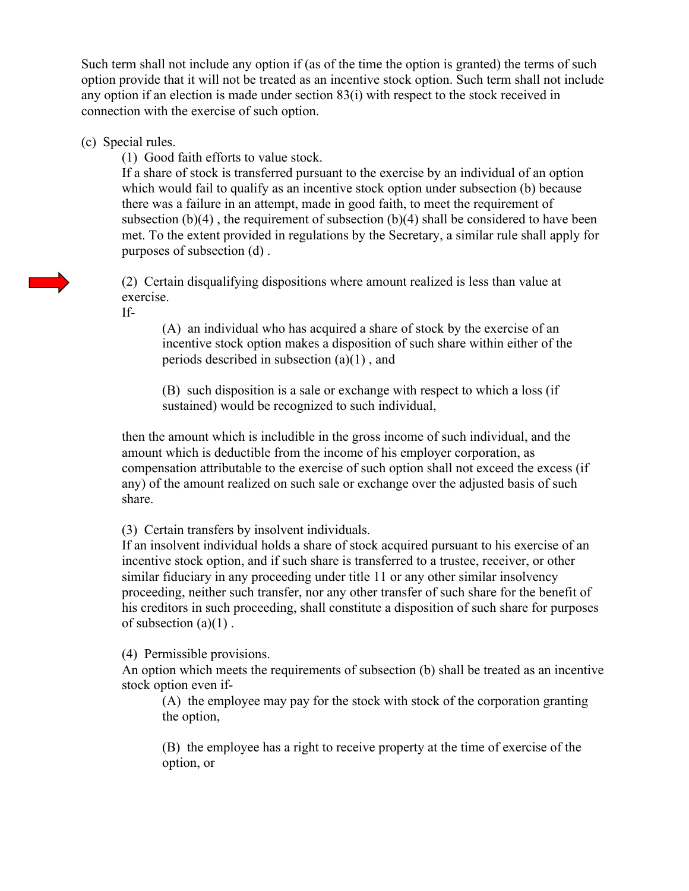Such term shall not include any option if (as of the time the option is granted) the terms of such option provide that it will not be treated as an incentive stock option. Such term shall not include any option if an election is made under section 83(i) with respect to the stock received in connection with the exercise of such option.

(c) Special rules.

(1) Good faith efforts to value stock.

If a share of stock is transferred pursuant to the exercise by an individual of an option which would fail to qualify as an incentive stock option under subsection (b) because there was a failure in an attempt, made in good faith, to meet the requirement of subsection (b)(4) , the requirement of subsection (b)(4) shall be considered to have been met. To the extent provided in regulations by the Secretary, a similar rule shall apply for purposes of subsection (d) .

(2) Certain disqualifying dispositions where amount realized is less than value at exercise.

If-

(A) an individual who has acquired a share of stock by the exercise of an incentive stock option makes a disposition of such share within either of the periods described in subsection (a)(1) , and

(B) such disposition is a sale or exchange with respect to which a loss (if sustained) would be recognized to such individual,

then the amount which is includible in the gross income of such individual, and the amount which is deductible from the income of his employer corporation, as compensation attributable to the exercise of such option shall not exceed the excess (if any) of the amount realized on such sale or exchange over the adjusted basis of such share.

(3) Certain transfers by insolvent individuals.

If an insolvent individual holds a share of stock acquired pursuant to his exercise of an incentive stock option, and if such share is transferred to a trustee, receiver, or other similar fiduciary in any proceeding under title 11 or any other similar insolvency proceeding, neither such transfer, nor any other transfer of such share for the benefit of his creditors in such proceeding, shall constitute a disposition of such share for purposes of subsection (a)(1) .

(4) Permissible provisions.

An option which meets the requirements of subsection (b) shall be treated as an incentive stock option even if-

(A) the employee may pay for the stock with stock of the corporation granting the option,

(B) the employee has a right to receive property at the time of exercise of the option, or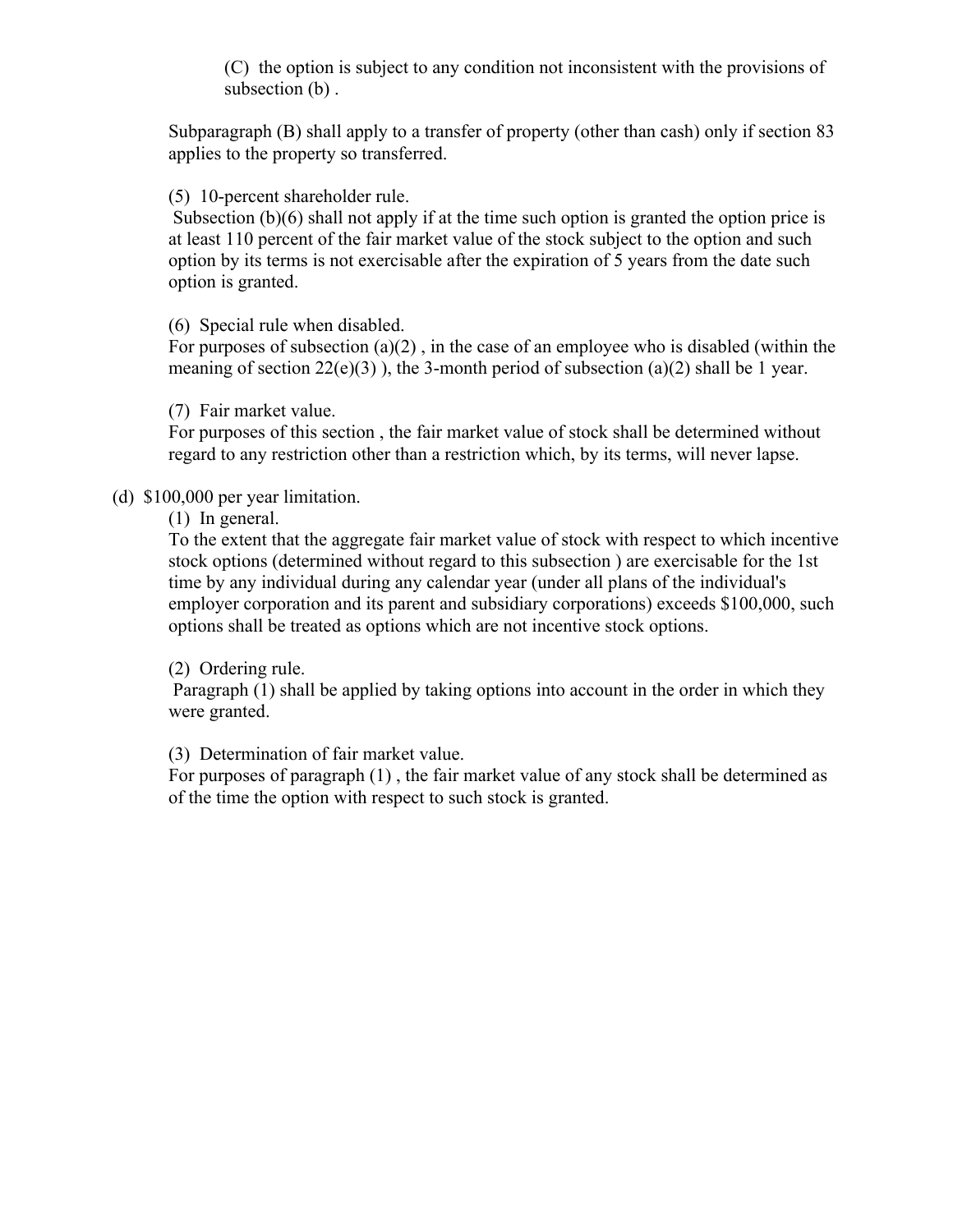(C) the option is subject to any condition not inconsistent with the provisions of subsection (b) .

Subparagraph (B) shall apply to a transfer of property (other than cash) only if section 83 applies to the property so transferred.

(5) 10-percent shareholder rule.
Subsection (b)(6) shall not apply if at the time such option is granted the option price is at least 110 percent of the fair market value of the stock subject to the option and such option by its terms is not exercisable after the expiration of 5 years from the date such option is granted.

(6) Special rule when disabled.
For purposes of subsection (a)(2) , in the case of an employee who is disabled (within the meaning of section 22(e)(3) ), the 3-month period of subsection (a)(2) shall be 1 year.

(7) Fair market value.
For purposes of this section , the fair market value of stock shall be determined without regard to any restriction other than a restriction which, by its terms, will never lapse.

(d) $100,000 per year limitation.

(1) In general.
To the extent that the aggregate fair market value of stock with respect to which incentive stock options (determined without regard to this subsection ) are exercisable for the 1st time by any individual during any calendar year (under all plans of the individual's employer corporation and its parent and subsidiary corporations) exceeds $100,000, such options shall be treated as options which are not incentive stock options.

(2) Ordering rule.
Paragraph (1) shall be applied by taking options into account in the order in which they were granted.

(3) Determination of fair market value.
For purposes of paragraph (1) , the fair market value of any stock shall be determined as of the time the option with respect to such stock is granted.